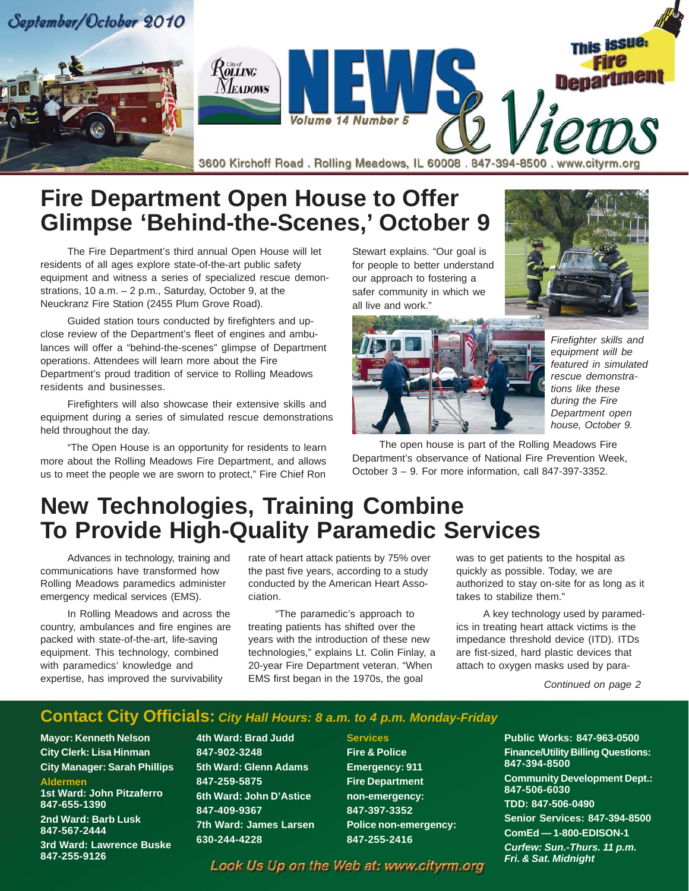September/October 2010

City of Rolling Meadows

# NEWS & Views

Volume 14 Number 5

This issue: Fire Department

3600 Kirchoff Road . Rolling Meadows, IL 60008 . 847-394-8500 . www.cityrm.org

## Fire Department Open House to Offer Glimpse 'Behind-the-Scenes,' October 9

The Fire Department's third annual Open House will let residents of all ages explore state-of-the-art public safety equipment and witness a series of specialized rescue demonstrations, 10 a.m. – 2 p.m., Saturday, October 9, at the Neuckranz Fire Station (2455 Plum Grove Road).

Guided station tours conducted by firefighters and up-close review of the Department's fleet of engines and ambulances will offer a "behind-the-scenes" glimpse of Department operations. Attendees will learn more about the Fire Department's proud tradition of service to Rolling Meadows residents and businesses.

Firefighters will also showcase their extensive skills and equipment during a series of simulated rescue demonstrations held throughout the day.

"The Open House is an opportunity for residents to learn more about the Rolling Meadows Fire Department, and allows us to meet the people we are sworn to protect," Fire Chief Ron Stewart explains. "Our goal is for people to better understand our approach to fostering a safer community in which we all live and work."

*Firefighter skills and equipment will be featured in simulated rescue demonstrations like these during the Fire Department open house, October 9.*

The open house is part of the Rolling Meadows Fire Department's observance of National Fire Prevention Week, October 3 – 9. For more information, call 847-397-3352.

## New Technologies, Training Combine To Provide High-Quality Paramedic Services

Advances in technology, training and communications have transformed how Rolling Meadows paramedics administer emergency medical services (EMS).

In Rolling Meadows and across the country, ambulances and fire engines are packed with state-of-the-art, life-saving equipment. This technology, combined with paramedics' knowledge and expertise, has improved the survivability rate of heart attack patients by 75% over the past five years, according to a study conducted by the American Heart Association.

"The paramedic's approach to treating patients has shifted over the years with the introduction of these new technologies," explains Lt. Colin Finlay, a 20-year Fire Department veteran. "When EMS first began in the 1970s, the goal was to get patients to the hospital as quickly as possible. Today, we are authorized to stay on-site for as long as it takes to stabilize them."

A key technology used by paramedics in treating heart attack victims is the impedance threshold device (ITD). ITDs are fist-sized, hard plastic devices that attach to oxygen masks used by para-

*Continued on page 2*

## Contact City Officials: *City Hall Hours: 8 a.m. to 4 p.m. Monday-Friday*

**Mayor: Kenneth Nelson**
**City Clerk: Lisa Hinman**
**City Manager: Sarah Phillips**

**Aldermen**
**1st Ward: John Pitzaferro 847-655-1390**
**2nd Ward: Barb Lusk 847-567-2444**
**3rd Ward: Lawrence Buske 847-255-9126**
**4th Ward: Brad Judd 847-902-3248**
**5th Ward: Glenn Adams 847-259-5875**
**6th Ward: John D'Astice 847-409-9367**
**7th Ward: James Larsen 630-244-4228**

**Services**
**Fire & Police Emergency: 911**
**Fire Department non-emergency: 847-397-3352**
**Police non-emergency: 847-255-2416**
**Public Works: 847-963-0500**
**Finance/Utility Billing Questions: 847-394-8500**
**Community Development Dept.: 847-506-6030**
**TDD: 847-506-0490**
**Senior Services: 847-394-8500**
**ComEd — 1-800-EDISON-1**
***Curfew: Sun.-Thurs. 11 p.m. Fri. & Sat. Midnight***

Look Us Up on the Web at: www.cityrm.org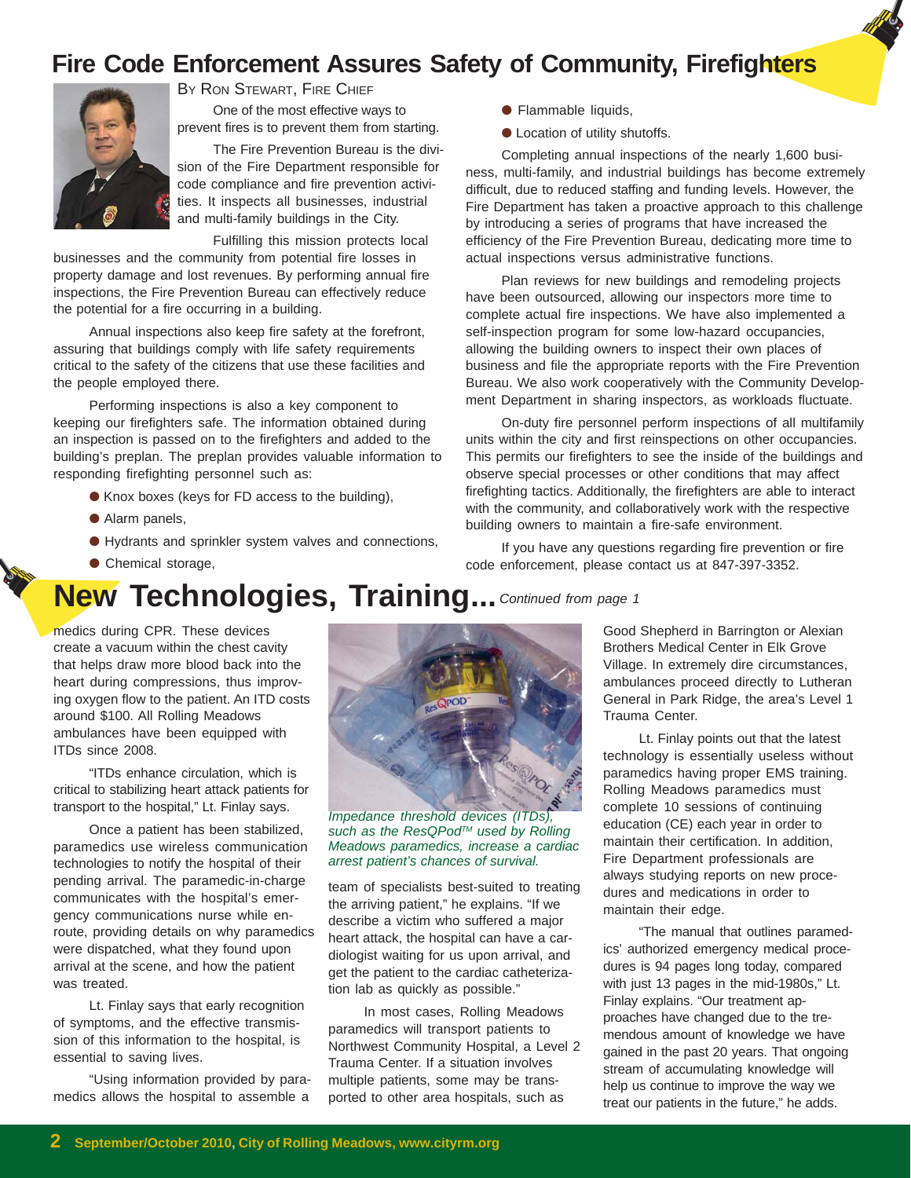# Fire Code Enforcement Assures Safety of Community, Firefighters

By Ron Stewart, Fire Chief

One of the most effective ways to prevent fires is to prevent them from starting.

The Fire Prevention Bureau is the division of the Fire Department responsible for code compliance and fire prevention activities. It inspects all businesses, industrial and multi-family buildings in the City.

Fulfilling this mission protects local businesses and the community from potential fire losses in property damage and lost revenues. By performing annual fire inspections, the Fire Prevention Bureau can effectively reduce the potential for a fire occurring in a building.

Annual inspections also keep fire safety at the forefront, assuring that buildings comply with life safety requirements critical to the safety of the citizens that use these facilities and the people employed there.

Performing inspections is also a key component to keeping our firefighters safe. The information obtained during an inspection is passed on to the firefighters and added to the building's preplan. The preplan provides valuable information to responding firefighting personnel such as:

- Knox boxes (keys for FD access to the building),
- Alarm panels,
- Hydrants and sprinkler system valves and connections,
- Chemical storage,
- Flammable liquids,
- Location of utility shutoffs.

Completing annual inspections of the nearly 1,600 business, multi-family, and industrial buildings has become extremely difficult, due to reduced staffing and funding levels. However, the Fire Department has taken a proactive approach to this challenge by introducing a series of programs that have increased the efficiency of the Fire Prevention Bureau, dedicating more time to actual inspections versus administrative functions.

Plan reviews for new buildings and remodeling projects have been outsourced, allowing our inspectors more time to complete actual fire inspections. We have also implemented a self-inspection program for some low-hazard occupancies, allowing the building owners to inspect their own places of business and file the appropriate reports with the Fire Prevention Bureau. We also work cooperatively with the Community Development Department in sharing inspectors, as workloads fluctuate.

On-duty fire personnel perform inspections of all multifamily units within the city and first reinspections on other occupancies. This permits our firefighters to see the inside of the buildings and observe special processes or other conditions that may affect firefighting tactics. Additionally, the firefighters are able to interact with the community, and collaboratively work with the respective building owners to maintain a fire-safe environment.

If you have any questions regarding fire prevention or fire code enforcement, please contact us at 847-397-3352.

# New Technologies, Training... *Continued from page 1*

medics during CPR. These devices create a vacuum within the chest cavity that helps draw more blood back into the heart during compressions, thus improving oxygen flow to the patient. An ITD costs around $100. All Rolling Meadows ambulances have been equipped with ITDs since 2008.

"ITDs enhance circulation, which is critical to stabilizing heart attack patients for transport to the hospital," Lt. Finlay says.

Once a patient has been stabilized, paramedics use wireless communication technologies to notify the hospital of their pending arrival. The paramedic-in-charge communicates with the hospital's emergency communications nurse while en-route, providing details on why paramedics were dispatched, what they found upon arrival at the scene, and how the patient was treated.

Lt. Finlay says that early recognition of symptoms, and the effective transmission of this information to the hospital, is essential to saving lives.

"Using information provided by paramedics allows the hospital to assemble a team of specialists best-suited to treating the arriving patient," he explains. "If we describe a victim who suffered a major heart attack, the hospital can have a cardiologist waiting for us upon arrival, and get the patient to the cardiac catheterization lab as quickly as possible."

*Impedance threshold devices (ITDs), such as the ResQPod™ used by Rolling Meadows paramedics, increase a cardiac arrest patient's chances of survival.*

In most cases, Rolling Meadows paramedics will transport patients to Northwest Community Hospital, a Level 2 Trauma Center. If a situation involves multiple patients, some may be transported to other area hospitals, such as Good Shepherd in Barrington or Alexian Brothers Medical Center in Elk Grove Village. In extremely dire circumstances, ambulances proceed directly to Lutheran General in Park Ridge, the area's Level 1 Trauma Center.

Lt. Finlay points out that the latest technology is essentially useless without paramedics having proper EMS training. Rolling Meadows paramedics must complete 10 sessions of continuing education (CE) each year in order to maintain their certification. In addition, Fire Department professionals are always studying reports on new procedures and medications in order to maintain their edge.

"The manual that outlines paramedics' authorized emergency medical procedures is 94 pages long today, compared with just 13 pages in the mid-1980s," Lt. Finlay explains. "Our treatment approaches have changed due to the tremendous amount of knowledge we have gained in the past 20 years. That ongoing stream of accumulating knowledge will help us continue to improve the way we treat our patients in the future," he adds.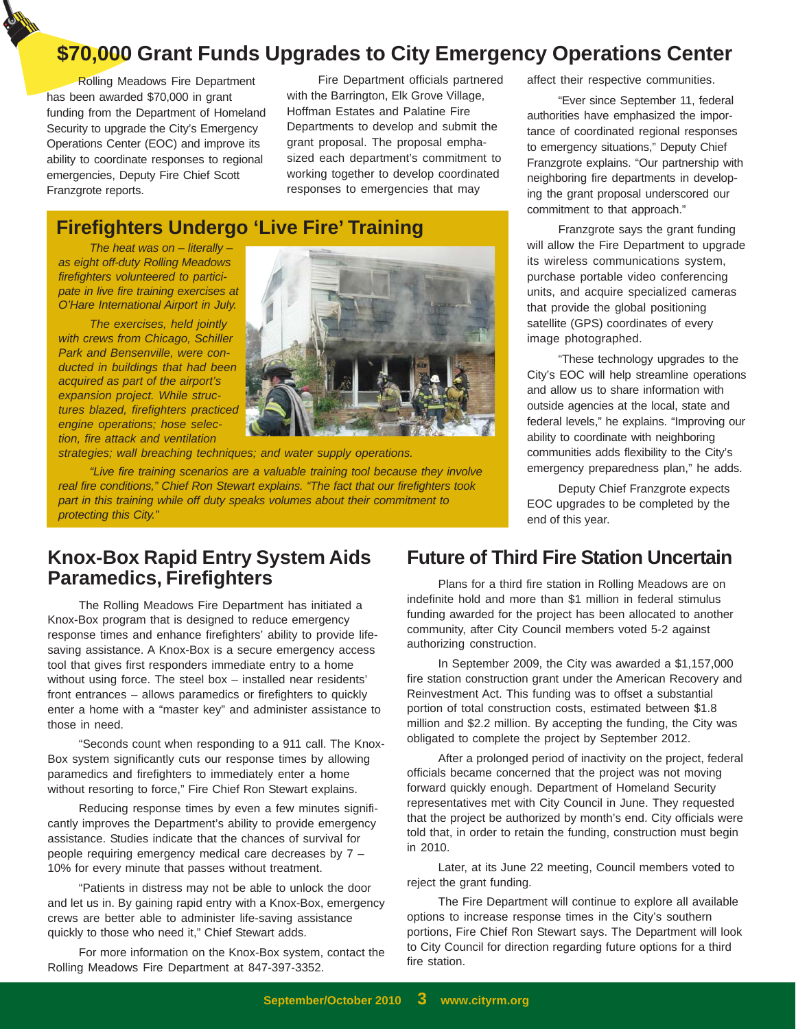## $70,000 Grant Funds Upgrades to City Emergency Operations Center

Rolling Meadows Fire Department has been awarded $70,000 in grant funding from the Department of Homeland Security to upgrade the City's Emergency Operations Center (EOC) and improve its ability to coordinate responses to regional emergencies, Deputy Fire Chief Scott Franzgrote reports.

Fire Department officials partnered with the Barrington, Elk Grove Village, Hoffman Estates and Palatine Fire Departments to develop and submit the grant proposal. The proposal emphasized each department's commitment to working together to develop coordinated responses to emergencies that may affect their respective communities.

"Ever since September 11, federal authorities have emphasized the importance of coordinated regional responses to emergency situations," Deputy Chief Franzgrote explains. "Our partnership with neighboring fire departments in developing the grant proposal underscored our commitment to that approach."

Franzgrote says the grant funding will allow the Fire Department to upgrade its wireless communications system, purchase portable video conferencing units, and acquire specialized cameras that provide the global positioning satellite (GPS) coordinates of every image photographed.

"These technology upgrades to the City's EOC will help streamline operations and allow us to share information with outside agencies at the local, state and federal levels," he explains. "Improving our ability to coordinate with neighboring communities adds flexibility to the City's emergency preparedness plan," he adds.

Deputy Chief Franzgrote expects EOC upgrades to be completed by the end of this year.

## Firefighters Undergo 'Live Fire' Training

*The heat was on – literally – as eight off-duty Rolling Meadows firefighters volunteered to participate in live fire training exercises at O'Hare International Airport in July.*

*The exercises, held jointly with crews from Chicago, Schiller Park and Bensenville, were conducted in buildings that had been acquired as part of the airport's expansion project. While structures blazed, firefighters practiced engine operations; hose selection, fire attack and ventilation strategies; wall breaching techniques; and water supply operations.*

*"Live fire training scenarios are a valuable training tool because they involve real fire conditions," Chief Ron Stewart explains. "The fact that our firefighters took part in this training while off duty speaks volumes about their commitment to protecting this City."*

## Knox-Box Rapid Entry System Aids Paramedics, Firefighters

The Rolling Meadows Fire Department has initiated a Knox-Box program that is designed to reduce emergency response times and enhance firefighters' ability to provide life-saving assistance. A Knox-Box is a secure emergency access tool that gives first responders immediate entry to a home without using force. The steel box – installed near residents' front entrances – allows paramedics or firefighters to quickly enter a home with a "master key" and administer assistance to those in need.

"Seconds count when responding to a 911 call. The Knox-Box system significantly cuts our response times by allowing paramedics and firefighters to immediately enter a home without resorting to force," Fire Chief Ron Stewart explains.

Reducing response times by even a few minutes significantly improves the Department's ability to provide emergency assistance. Studies indicate that the chances of survival for people requiring emergency medical care decreases by 7 – 10% for every minute that passes without treatment.

"Patients in distress may not be able to unlock the door and let us in. By gaining rapid entry with a Knox-Box, emergency crews are better able to administer life-saving assistance quickly to those who need it," Chief Stewart adds.

For more information on the Knox-Box system, contact the Rolling Meadows Fire Department at 847-397-3352.

## Future of Third Fire Station Uncertain

Plans for a third fire station in Rolling Meadows are on indefinite hold and more than $1 million in federal stimulus funding awarded for the project has been allocated to another community, after City Council members voted 5-2 against authorizing construction.

In September 2009, the City was awarded a $1,157,000 fire station construction grant under the American Recovery and Reinvestment Act. This funding was to offset a substantial portion of total construction costs, estimated between $1.8 million and $2.2 million. By accepting the funding, the City was obligated to complete the project by September 2012.

After a prolonged period of inactivity on the project, federal officials became concerned that the project was not moving forward quickly enough. Department of Homeland Security representatives met with City Council in June. They requested that the project be authorized by month's end. City officials were told that, in order to retain the funding, construction must begin in 2010.

Later, at its June 22 meeting, Council members voted to reject the grant funding.

The Fire Department will continue to explore all available options to increase response times in the City's southern portions, Fire Chief Ron Stewart says. The Department will look to City Council for direction regarding future options for a third fire station.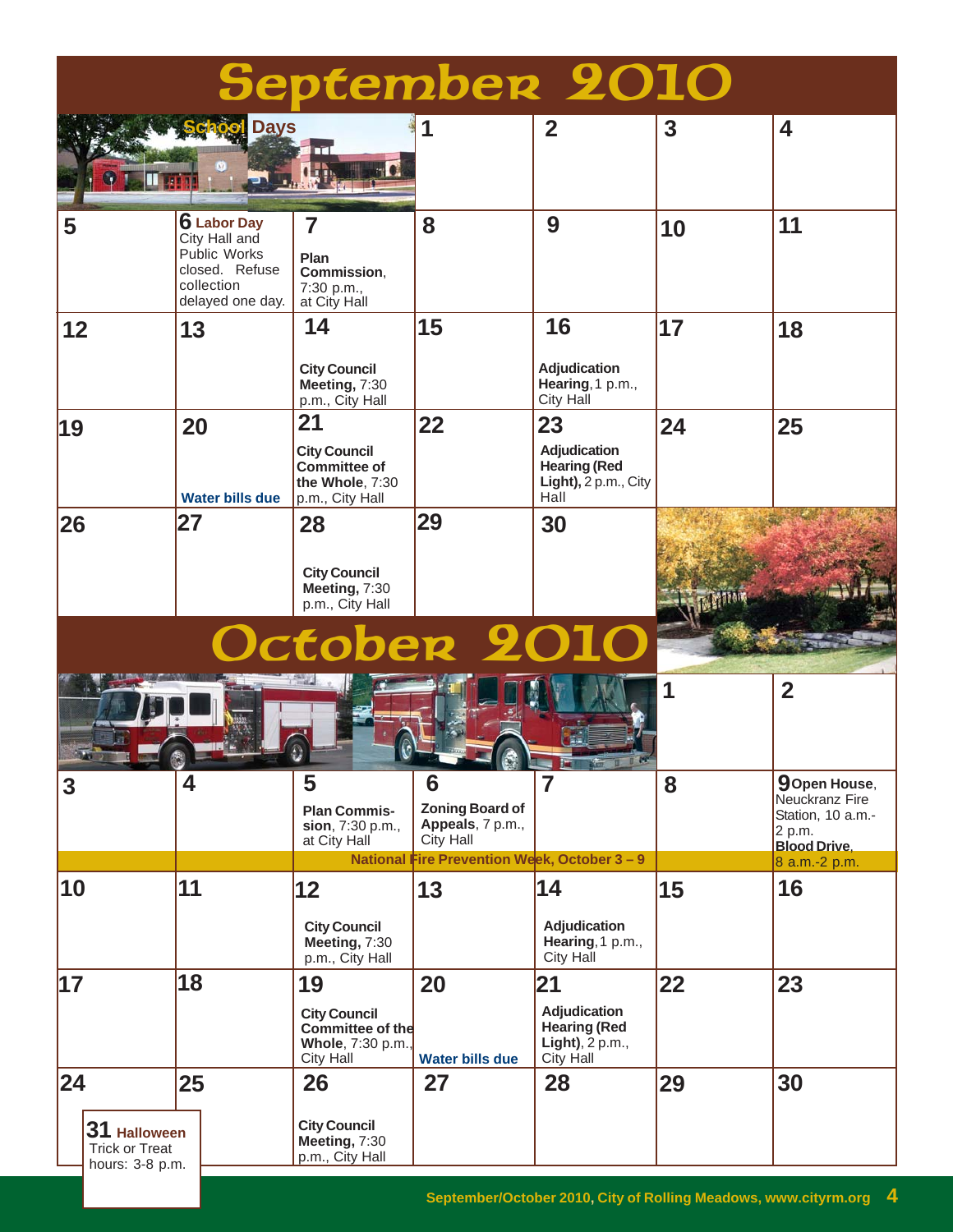# September 2010

School Days

| Sun | Mon | Tue | Wed | Thu | Fri | Sat |
|---|---|---|---|---|---|---|
| | | | 1 | 2 | 3 | 4 |
| 5 | 6 **Labor Day** City Hall and Public Works closed. Refuse collection delayed one day. | 7 **Plan Commission**, 7:30 p.m., at City Hall | 8 | 9 | 10 | 11 |
| 12 | 13 | 14 **City Council Meeting,** 7:30 p.m., City Hall | 15 | 16 **Adjudication Hearing,** 1 p.m., City Hall | 17 | 18 |
| 19 | 20 **Water bills due** | 21 **City Council Committee of the Whole**, 7:30 p.m., City Hall | 22 | 23 **Adjudication Hearing (Red Light),** 2 p.m., City Hall | 24 | 25 |
| 26 | 27 | 28 **City Council Meeting,** 7:30 p.m., City Hall | 29 | 30 | | |

# October 2010

| Sun | Mon | Tue | Wed | Thu | Fri | Sat |
|---|---|---|---|---|---|---|
| | | | | | 1 | 2 |
| 3 | 4 | 5 **Plan Commission**, 7:30 p.m., at City Hall | 6 **Zoning Board of Appeals**, 7 p.m., City Hall | 7 | 8 | 9 **Open House**, Neuckranz Fire Station, 10 a.m.-2 p.m. **Blood Drive**, 8 a.m.-2 p.m. |
| 10 | 11 | 12 **City Council Meeting,** 7:30 p.m., City Hall | 13 | 14 **Adjudication Hearing,** 1 p.m., City Hall | 15 | 16 |
| 17 | 18 | 19 **City Council Committee of the Whole**, 7:30 p.m., City Hall | 20 **Water bills due** | 21 **Adjudication Hearing (Red Light)**, 2 p.m., City Hall | 22 | 23 |
| 24 / 31 **Halloween** Trick or Treat hours: 3-8 p.m. | 25 | 26 **City Council Meeting,** 7:30 p.m., City Hall | 27 | 28 | 29 | 30 |

**National Fire Prevention Week, October 3 – 9**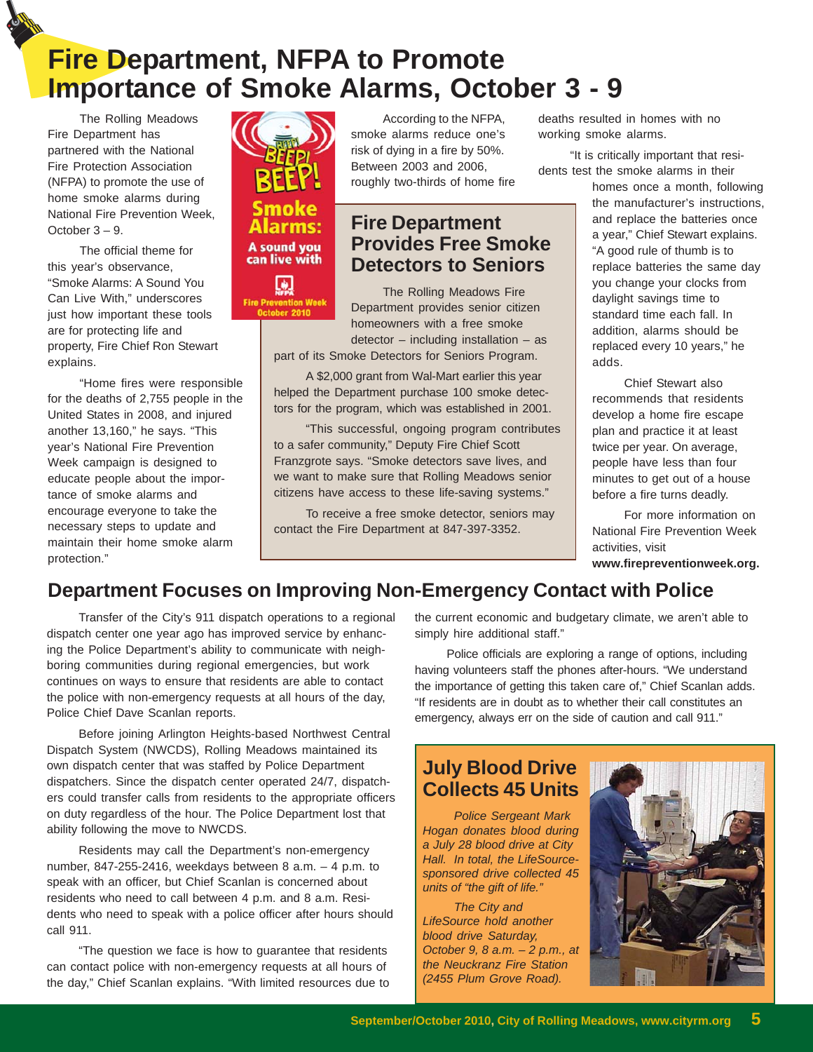# Fire Department, NFPA to Promote Importance of Smoke Alarms, October 3 - 9

The Rolling Meadows Fire Department has partnered with the National Fire Protection Association (NFPA) to promote the use of home smoke alarms during National Fire Prevention Week, October 3 – 9.

The official theme for this year's observance, "Smoke Alarms: A Sound You Can Live With," underscores just how important these tools are for protecting life and property, Fire Chief Ron Stewart explains.

"Home fires were responsible for the deaths of 2,755 people in the United States in 2008, and injured another 13,160," he says. "This year's National Fire Prevention Week campaign is designed to educate people about the importance of smoke alarms and encourage everyone to take the necessary steps to update and maintain their home smoke alarm protection."

BEEP! BEEP! Smoke Alarms: A sound you can live with. NFPA Fire Prevention Week October 2010

According to the NFPA, smoke alarms reduce one's risk of dying in a fire by 50%. Between 2003 and 2006, roughly two-thirds of home fire deaths resulted in homes with no working smoke alarms.

"It is critically important that residents test the smoke alarms in their homes once a month, following the manufacturer's instructions, and replace the batteries once a year," Chief Stewart explains. "A good rule of thumb is to replace batteries the same day you change your clocks from daylight savings time to standard time each fall. In addition, alarms should be replaced every 10 years," he adds.

Chief Stewart also recommends that residents develop a home fire escape plan and practice it at least twice per year. On average, people have less than four minutes to get out of a house before a fire turns deadly.

For more information on National Fire Prevention Week activities, visit **www.firepreventionweek.org.**

## Fire Department Provides Free Smoke Detectors to Seniors

The Rolling Meadows Fire Department provides senior citizen homeowners with a free smoke detector – including installation – as part of its Smoke Detectors for Seniors Program.

A $2,000 grant from Wal-Mart earlier this year helped the Department purchase 100 smoke detectors for the program, which was established in 2001.

"This successful, ongoing program contributes to a safer community," Deputy Fire Chief Scott Franzgrote says. "Smoke detectors save lives, and we want to make sure that Rolling Meadows senior citizens have access to these life-saving systems."

To receive a free smoke detector, seniors may contact the Fire Department at 847-397-3352.

# Department Focuses on Improving Non-Emergency Contact with Police

Transfer of the City's 911 dispatch operations to a regional dispatch center one year ago has improved service by enhancing the Police Department's ability to communicate with neighboring communities during regional emergencies, but work continues on ways to ensure that residents are able to contact the police with non-emergency requests at all hours of the day, Police Chief Dave Scanlan reports.

Before joining Arlington Heights-based Northwest Central Dispatch System (NWCDS), Rolling Meadows maintained its own dispatch center that was staffed by Police Department dispatchers. Since the dispatch center operated 24/7, dispatchers could transfer calls from residents to the appropriate officers on duty regardless of the hour. The Police Department lost that ability following the move to NWCDS.

Residents may call the Department's non-emergency number, 847-255-2416, weekdays between 8 a.m. – 4 p.m. to speak with an officer, but Chief Scanlan is concerned about residents who need to call between 4 p.m. and 8 a.m. Residents who need to speak with a police officer after hours should call 911.

"The question we face is how to guarantee that residents can contact police with non-emergency requests at all hours of the day," Chief Scanlan explains. "With limited resources due to the current economic and budgetary climate, we aren't able to simply hire additional staff."

Police officials are exploring a range of options, including having volunteers staff the phones after-hours. "We understand the importance of getting this taken care of," Chief Scanlan adds. "If residents are in doubt as to whether their call constitutes an emergency, always err on the side of caution and call 911."

## July Blood Drive Collects 45 Units

*Police Sergeant Mark Hogan donates blood during a July 28 blood drive at City Hall. In total, the LifeSource-sponsored drive collected 45 units of "the gift of life."*

*The City and LifeSource hold another blood drive Saturday, October 9, 8 a.m. – 2 p.m., at the Neuckranz Fire Station (2455 Plum Grove Road).*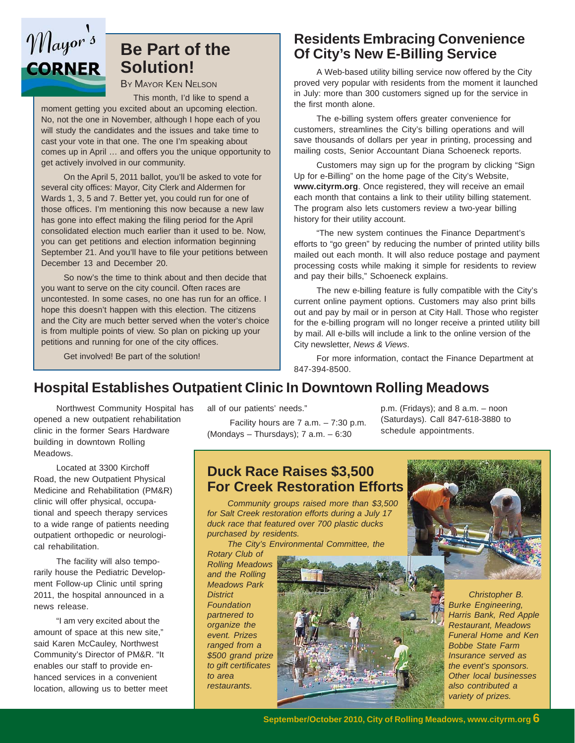Mayor's CORNER

## Be Part of the Solution!

By Mayor Ken Nelson

This month, I'd like to spend a moment getting you excited about an upcoming election. No, not the one in November, although I hope each of you will study the candidates and the issues and take time to cast your vote in that one. The one I'm speaking about comes up in April … and offers you the unique opportunity to get actively involved in our community.

On the April 5, 2011 ballot, you'll be asked to vote for several city offices: Mayor, City Clerk and Aldermen for Wards 1, 3, 5 and 7. Better yet, you could run for one of those offices. I'm mentioning this now because a new law has gone into effect making the filing period for the April consolidated election much earlier than it used to be. Now, you can get petitions and election information beginning September 21. And you'll have to file your petitions between December 13 and December 20.

So now's the time to think about and then decide that you want to serve on the city council. Often races are uncontested. In some cases, no one has run for an office. I hope this doesn't happen with this election. The citizens and the City are much better served when the voter's choice is from multiple points of view. So plan on picking up your petitions and running for one of the city offices.

Get involved! Be part of the solution!

## Residents Embracing Convenience Of City's New E-Billing Service

A Web-based utility billing service now offered by the City proved very popular with residents from the moment it launched in July: more than 300 customers signed up for the service in the first month alone.

The e-billing system offers greater convenience for customers, streamlines the City's billing operations and will save thousands of dollars per year in printing, processing and mailing costs, Senior Accountant Diana Schoeneck reports.

Customers may sign up for the program by clicking "Sign Up for e-Billing" on the home page of the City's Website, **www.cityrm.org**. Once registered, they will receive an email each month that contains a link to their utility billing statement. The program also lets customers review a two-year billing history for their utility account.

"The new system continues the Finance Department's efforts to "go green" by reducing the number of printed utility bills mailed out each month. It will also reduce postage and payment processing costs while making it simple for residents to review and pay their bills," Schoeneck explains.

The new e-billing feature is fully compatible with the City's current online payment options. Customers may also print bills out and pay by mail or in person at City Hall. Those who register for the e-billing program will no longer receive a printed utility bill by mail. All e-bills will include a link to the online version of the City newsletter, *News & Views*.

For more information, contact the Finance Department at 847-394-8500.

## Hospital Establishes Outpatient Clinic In Downtown Rolling Meadows

Northwest Community Hospital has opened a new outpatient rehabilitation clinic in the former Sears Hardware building in downtown Rolling Meadows.

Located at 3300 Kirchoff Road, the new Outpatient Physical Medicine and Rehabilitation (PM&R) clinic will offer physical, occupational and speech therapy services to a wide range of patients needing outpatient orthopedic or neurological rehabilitation.

The facility will also temporarily house the Pediatric Development Follow-up Clinic until spring 2011, the hospital announced in a news release.

"I am very excited about the amount of space at this new site," said Karen McCauley, Northwest Community's Director of PM&R. "It enables our staff to provide enhanced services in a convenient location, allowing us to better meet all of our patients' needs."

Facility hours are 7 a.m. – 7:30 p.m. (Mondays – Thursdays); 7 a.m. – 6:30 p.m. (Fridays); and 8 a.m. – noon (Saturdays). Call 847-618-3880 to schedule appointments.

## Duck Race Raises $3,500 For Creek Restoration Efforts

*Community groups raised more than $3,500 for Salt Creek restoration efforts during a July 17 duck race that featured over 700 plastic ducks purchased by residents.*

*The City's Environmental Committee, the Rotary Club of Rolling Meadows and the Rolling Meadows Park District Foundation partnered to organize the event. Prizes ranged from a $500 grand prize to gift certificates to area restaurants.*

*Christopher B. Burke Engineering, Harris Bank, Red Apple Restaurant, Meadows Funeral Home and Ken Bobbe State Farm Insurance served as the event's sponsors. Other local businesses also contributed a variety of prizes.*